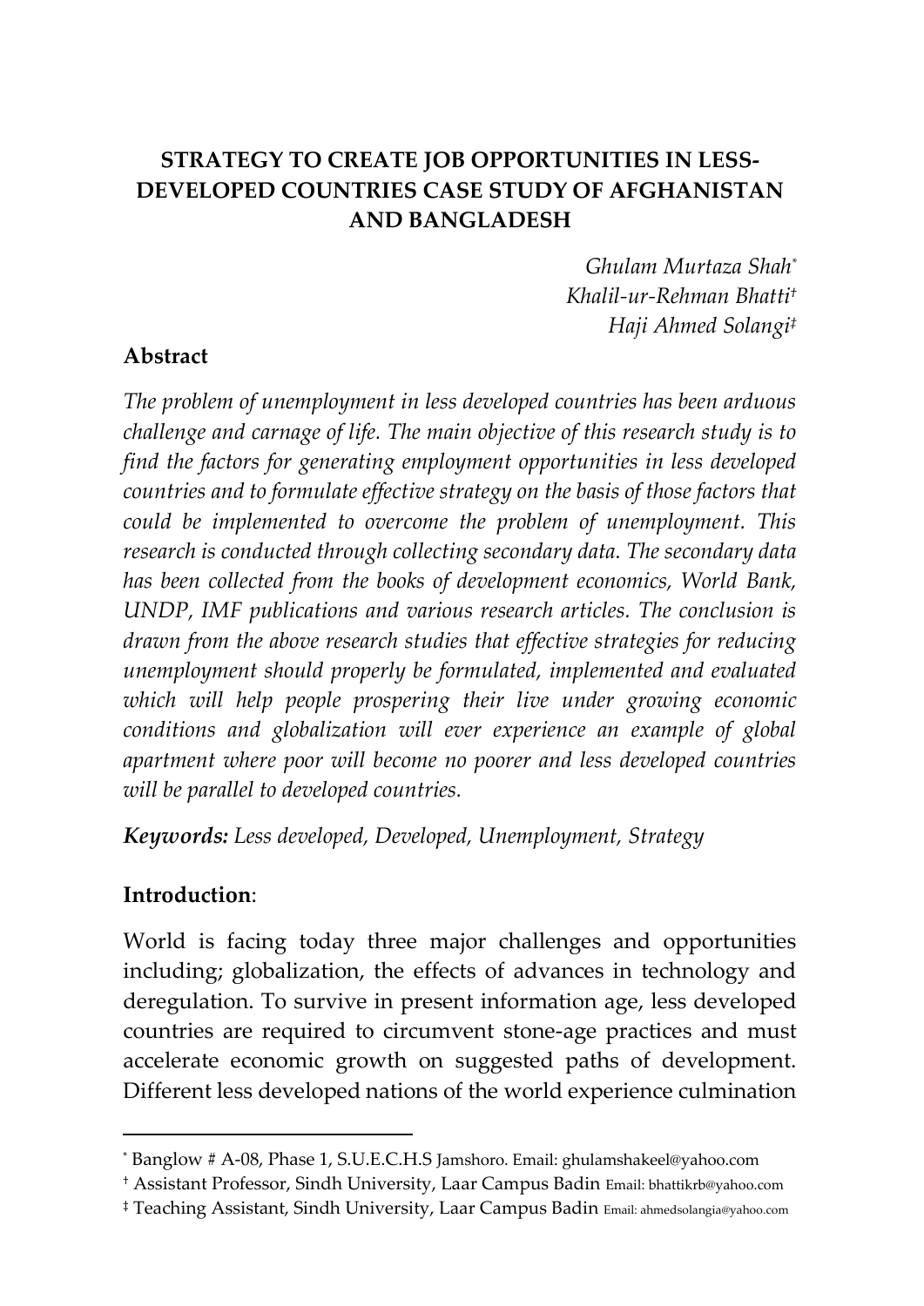# STRATEGY TO CREATE JOB OPPORTUNITIES IN LESS-DEVELOPED COUNTRIES CASE STUDY OF AFGHANISTAN AND BANGLADESH

*Ghulam Murtaza Shah*[*]
*Khalil-ur-Rehman Bhatti*[†]
*Haji Ahmed Solangi*[‡]

## Abstract

*The problem of unemployment in less developed countries has been arduous challenge and carnage of life. The main objective of this research study is to find the factors for generating employment opportunities in less developed countries and to formulate effective strategy on the basis of those factors that could be implemented to overcome the problem of unemployment. This research is conducted through collecting secondary data. The secondary data has been collected from the books of development economics, World Bank, UNDP, IMF publications and various research articles. The conclusion is drawn from the above research studies that effective strategies for reducing unemployment should properly be formulated, implemented and evaluated which will help people prospering their live under growing economic conditions and globalization will ever experience an example of global apartment where poor will become no poorer and less developed countries will be parallel to developed countries.*

***Keywords:*** *Less developed, Developed, Unemployment, Strategy*

## Introduction:

World is facing today three major challenges and opportunities including; globalization, the effects of advances in technology and deregulation. To survive in present information age, less developed countries are required to circumvent stone-age practices and must accelerate economic growth on suggested paths of development. Different less developed nations of the world experience culmination

---

[*] Banglow # A-08, Phase 1, S.U.E.C.H.S Jamshoro. Email: ghulamshakeel@yahoo.com

[†] Assistant Professor, Sindh University, Laar Campus Badin Email: bhattikrb@yahoo.com

[‡] Teaching Assistant, Sindh University, Laar Campus Badin Email: ahmedsolangia@yahoo.com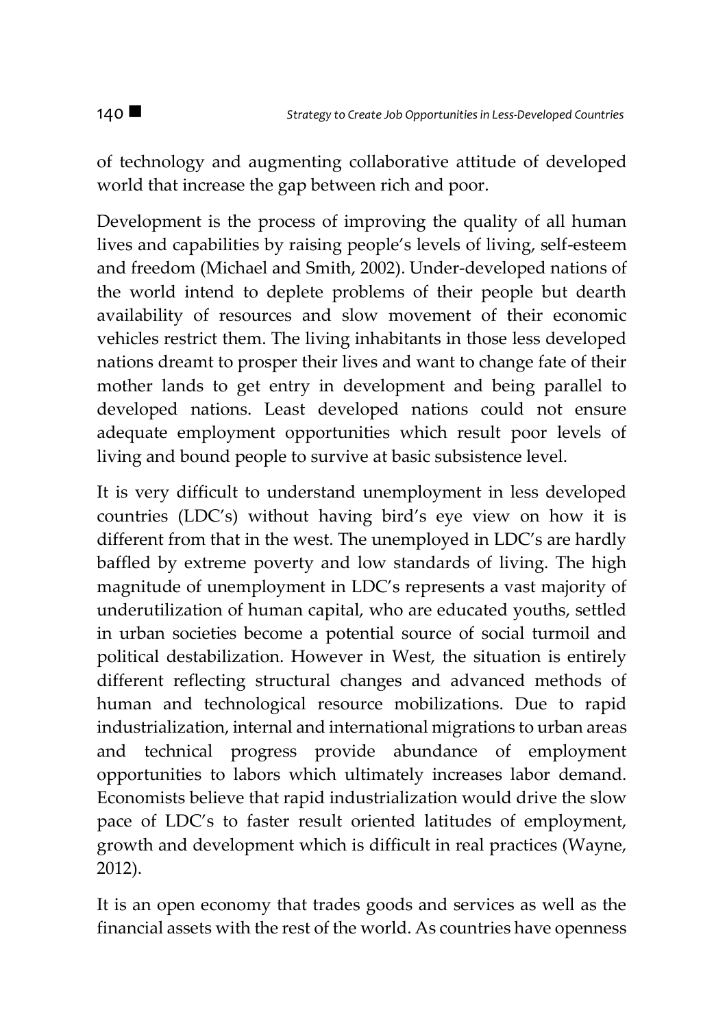of technology and augmenting collaborative attitude of developed world that increase the gap between rich and poor.

Development is the process of improving the quality of all human lives and capabilities by raising people's levels of living, self-esteem and freedom (Michael and Smith, 2002). Under-developed nations of the world intend to deplete problems of their people but dearth availability of resources and slow movement of their economic vehicles restrict them. The living inhabitants in those less developed nations dreamt to prosper their lives and want to change fate of their mother lands to get entry in development and being parallel to developed nations. Least developed nations could not ensure adequate employment opportunities which result poor levels of living and bound people to survive at basic subsistence level.

It is very difficult to understand unemployment in less developed countries (LDC's) without having bird's eye view on how it is different from that in the west. The unemployed in LDC's are hardly baffled by extreme poverty and low standards of living. The high magnitude of unemployment in LDC's represents a vast majority of underutilization of human capital, who are educated youths, settled in urban societies become a potential source of social turmoil and political destabilization. However in West, the situation is entirely different reflecting structural changes and advanced methods of human and technological resource mobilizations. Due to rapid industrialization, internal and international migrations to urban areas and technical progress provide abundance of employment opportunities to labors which ultimately increases labor demand. Economists believe that rapid industrialization would drive the slow pace of LDC's to faster result oriented latitudes of employment, growth and development which is difficult in real practices (Wayne, 2012).

It is an open economy that trades goods and services as well as the financial assets with the rest of the world. As countries have openness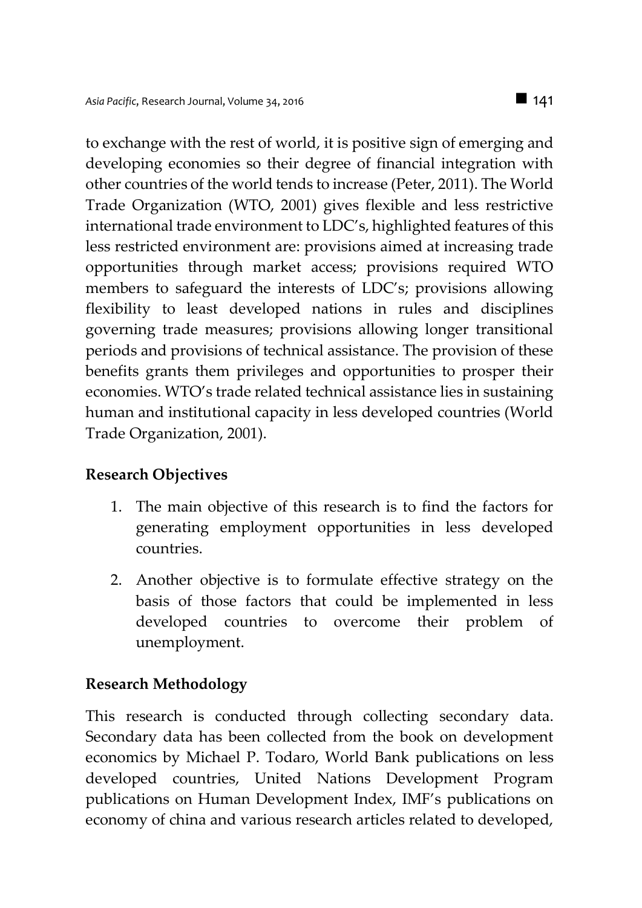to exchange with the rest of world, it is positive sign of emerging and developing economies so their degree of financial integration with other countries of the world tends to increase (Peter, 2011). The World Trade Organization (WTO, 2001) gives flexible and less restrictive international trade environment to LDC's, highlighted features of this less restricted environment are: provisions aimed at increasing trade opportunities through market access; provisions required WTO members to safeguard the interests of LDC's; provisions allowing flexibility to least developed nations in rules and disciplines governing trade measures; provisions allowing longer transitional periods and provisions of technical assistance. The provision of these benefits grants them privileges and opportunities to prosper their economies. WTO's trade related technical assistance lies in sustaining human and institutional capacity in less developed countries (World Trade Organization, 2001).

## Research Objectives

1. The main objective of this research is to find the factors for generating employment opportunities in less developed countries.
2. Another objective is to formulate effective strategy on the basis of those factors that could be implemented in less developed countries to overcome their problem of unemployment.

## Research Methodology

This research is conducted through collecting secondary data. Secondary data has been collected from the book on development economics by Michael P. Todaro, World Bank publications on less developed countries, United Nations Development Program publications on Human Development Index, IMF's publications on economy of china and various research articles related to developed,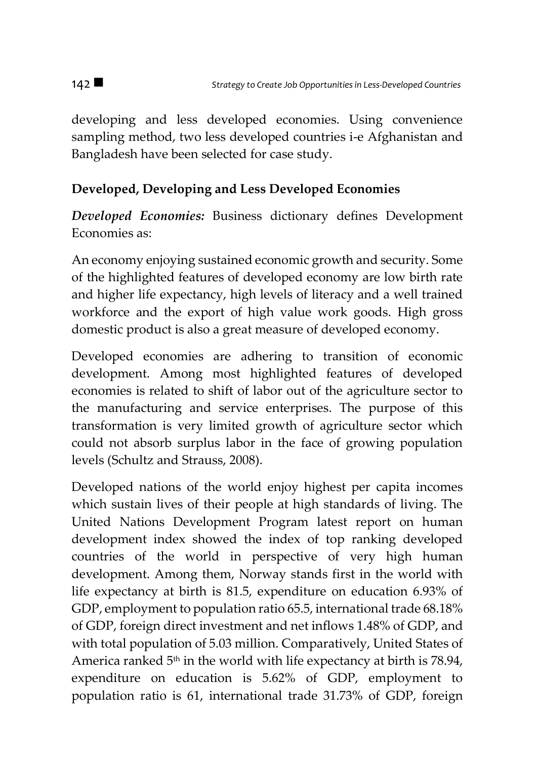developing and less developed economies. Using convenience sampling method, two less developed countries i-e Afghanistan and Bangladesh have been selected for case study.

## Developed, Developing and Less Developed Economies

***Developed Economies:*** Business dictionary defines Development Economies as:

An economy enjoying sustained economic growth and security. Some of the highlighted features of developed economy are low birth rate and higher life expectancy, high levels of literacy and a well trained workforce and the export of high value work goods. High gross domestic product is also a great measure of developed economy.

Developed economies are adhering to transition of economic development. Among most highlighted features of developed economies is related to shift of labor out of the agriculture sector to the manufacturing and service enterprises. The purpose of this transformation is very limited growth of agriculture sector which could not absorb surplus labor in the face of growing population levels (Schultz and Strauss, 2008).

Developed nations of the world enjoy highest per capita incomes which sustain lives of their people at high standards of living. The United Nations Development Program latest report on human development index showed the index of top ranking developed countries of the world in perspective of very high human development. Among them, Norway stands first in the world with life expectancy at birth is 81.5, expenditure on education 6.93% of GDP, employment to population ratio 65.5, international trade 68.18% of GDP, foreign direct investment and net inflows 1.48% of GDP, and with total population of 5.03 million. Comparatively, United States of America ranked 5th in the world with life expectancy at birth is 78.94, expenditure on education is 5.62% of GDP, employment to population ratio is 61, international trade 31.73% of GDP, foreign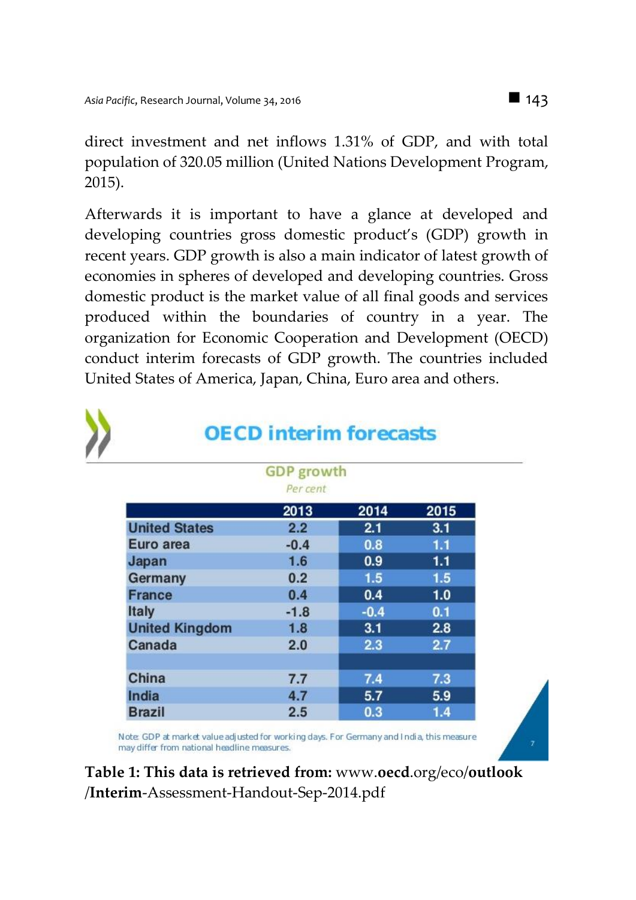direct investment and net inflows 1.31% of GDP, and with total population of 320.05 million (United Nations Development Program, 2015).

Afterwards it is important to have a glance at developed and developing countries gross domestic product's (GDP) growth in recent years. GDP growth is also a main indicator of latest growth of economies in spheres of developed and developing countries. Gross domestic product is the market value of all final goods and services produced within the boundaries of country in a year. The organization for Economic Cooperation and Development (OECD) conduct interim forecasts of GDP growth. The countries included United States of America, Japan, China, Euro area and others.

**OECD interim forecasts**

**GDP growth**

*Per cent*

| | 2013 | 2014 | 2015 |
|---|---|---|---|
| United States | 2.2 | 2.1 | 3.1 |
| Euro area | -0.4 | 0.8 | 1.1 |
| Japan | 1.6 | 0.9 | 1.1 |
| Germany | 0.2 | 1.5 | 1.5 |
| France | 0.4 | 0.4 | 1.0 |
| Italy | -1.8 | -0.4 | 0.1 |
| United Kingdom | 1.8 | 3.1 | 2.8 |
| Canada | 2.0 | 2.3 | 2.7 |
| | | | |
| China | 7.7 | 7.4 | 7.3 |
| India | 4.7 | 5.7 | 5.9 |
| Brazil | 2.5 | 0.3 | 1.4 |

Note: GDP at market value adjusted for working days. For Germany and India, this measure may differ from national headline measures.

**Table 1: This data is retrieved from:** www.**oecd**.org/eco/**outlook** /**Interim**-Assessment-Handout-Sep-2014.pdf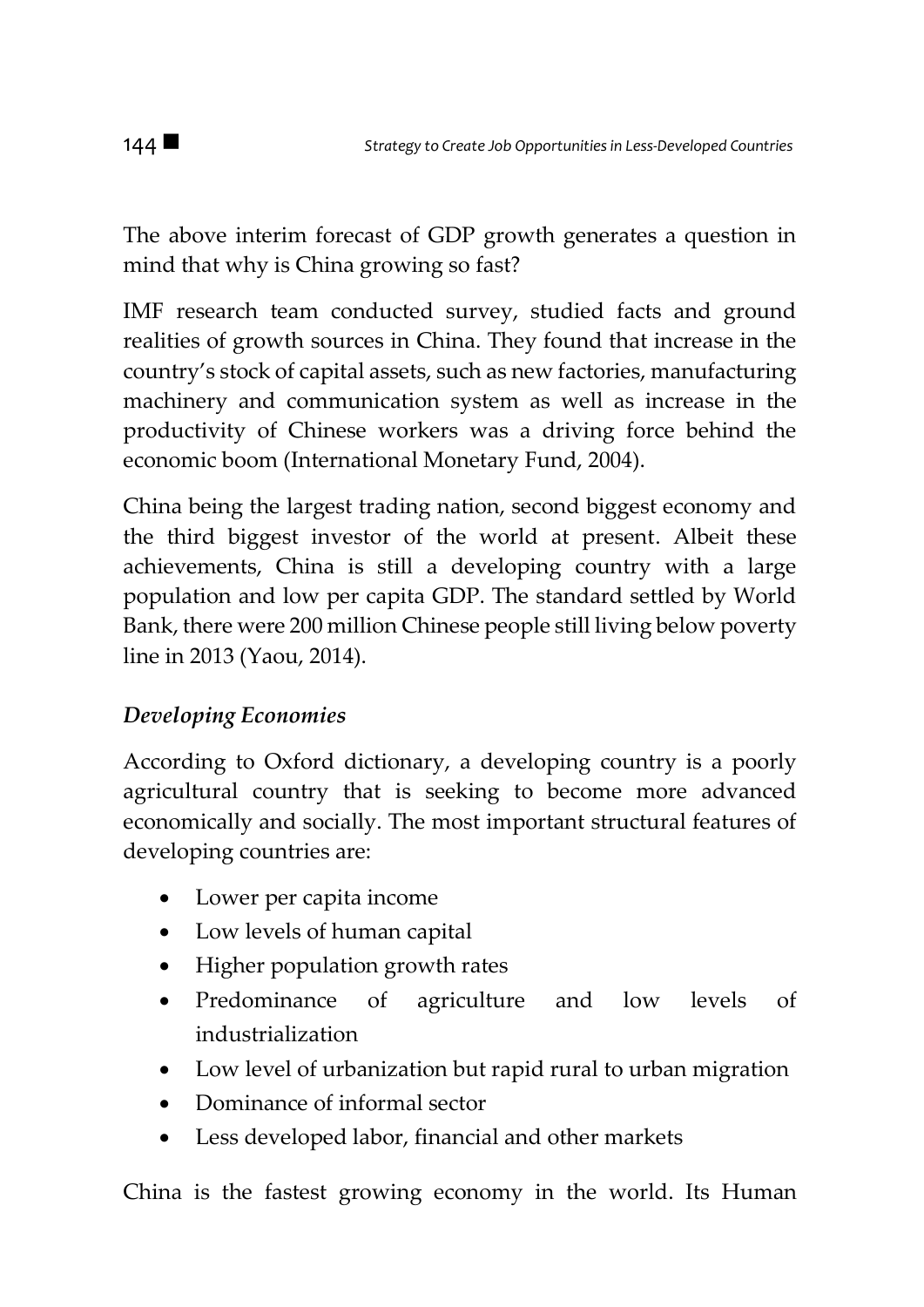The above interim forecast of GDP growth generates a question in mind that why is China growing so fast?

IMF research team conducted survey, studied facts and ground realities of growth sources in China. They found that increase in the country's stock of capital assets, such as new factories, manufacturing machinery and communication system as well as increase in the productivity of Chinese workers was a driving force behind the economic boom (International Monetary Fund, 2004).

China being the largest trading nation, second biggest economy and the third biggest investor of the world at present. Albeit these achievements, China is still a developing country with a large population and low per capita GDP. The standard settled by World Bank, there were 200 million Chinese people still living below poverty line in 2013 (Yaou, 2014).

### *Developing Economies*

According to Oxford dictionary, a developing country is a poorly agricultural country that is seeking to become more advanced economically and socially. The most important structural features of developing countries are:

- Lower per capita income
- Low levels of human capital
- Higher population growth rates
- Predominance of agriculture and low levels of industrialization
- Low level of urbanization but rapid rural to urban migration
- Dominance of informal sector
- Less developed labor, financial and other markets

China is the fastest growing economy in the world. Its Human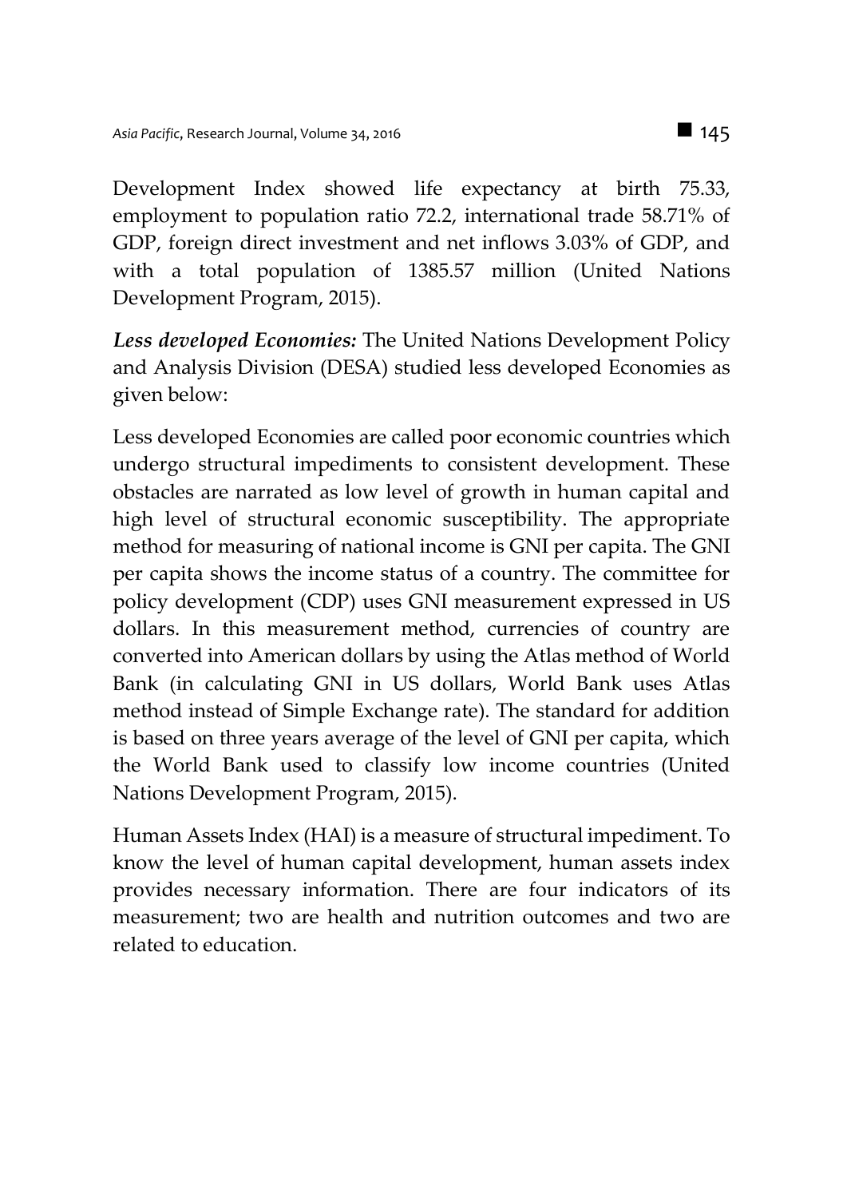Development Index showed life expectancy at birth 75.33, employment to population ratio 72.2, international trade 58.71% of GDP, foreign direct investment and net inflows 3.03% of GDP, and with a total population of 1385.57 million (United Nations Development Program, 2015).

***Less developed Economies:*** The United Nations Development Policy and Analysis Division (DESA) studied less developed Economies as given below:

Less developed Economies are called poor economic countries which undergo structural impediments to consistent development. These obstacles are narrated as low level of growth in human capital and high level of structural economic susceptibility. The appropriate method for measuring of national income is GNI per capita. The GNI per capita shows the income status of a country. The committee for policy development (CDP) uses GNI measurement expressed in US dollars. In this measurement method, currencies of country are converted into American dollars by using the Atlas method of World Bank (in calculating GNI in US dollars, World Bank uses Atlas method instead of Simple Exchange rate). The standard for addition is based on three years average of the level of GNI per capita, which the World Bank used to classify low income countries (United Nations Development Program, 2015).

Human Assets Index (HAI) is a measure of structural impediment. To know the level of human capital development, human assets index provides necessary information. There are four indicators of its measurement; two are health and nutrition outcomes and two are related to education.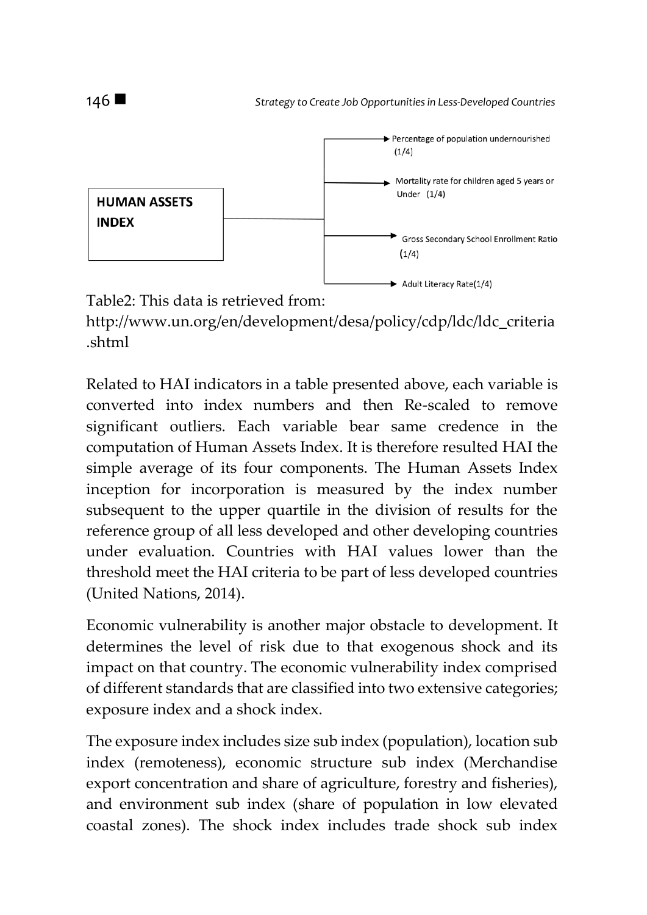**HUMAN ASSETS INDEX**

- Percentage of population undernourished (1/4)
- Mortality rate for children aged 5 years or Under (1/4)
- Gross Secondary School Enrollment Ratio (1/4)
- Adult Literacy Rate(1/4)

Table2: This data is retrieved from: http://www.un.org/en/development/desa/policy/cdp/ldc/ldc_criteria.shtml

Related to HAI indicators in a table presented above, each variable is converted into index numbers and then Re-scaled to remove significant outliers. Each variable bear same credence in the computation of Human Assets Index. It is therefore resulted HAI the simple average of its four components. The Human Assets Index inception for incorporation is measured by the index number subsequent to the upper quartile in the division of results for the reference group of all less developed and other developing countries under evaluation. Countries with HAI values lower than the threshold meet the HAI criteria to be part of less developed countries (United Nations, 2014).

Economic vulnerability is another major obstacle to development. It determines the level of risk due to that exogenous shock and its impact on that country. The economic vulnerability index comprised of different standards that are classified into two extensive categories; exposure index and a shock index.

The exposure index includes size sub index (population), location sub index (remoteness), economic structure sub index (Merchandise export concentration and share of agriculture, forestry and fisheries), and environment sub index (share of population in low elevated coastal zones). The shock index includes trade shock sub index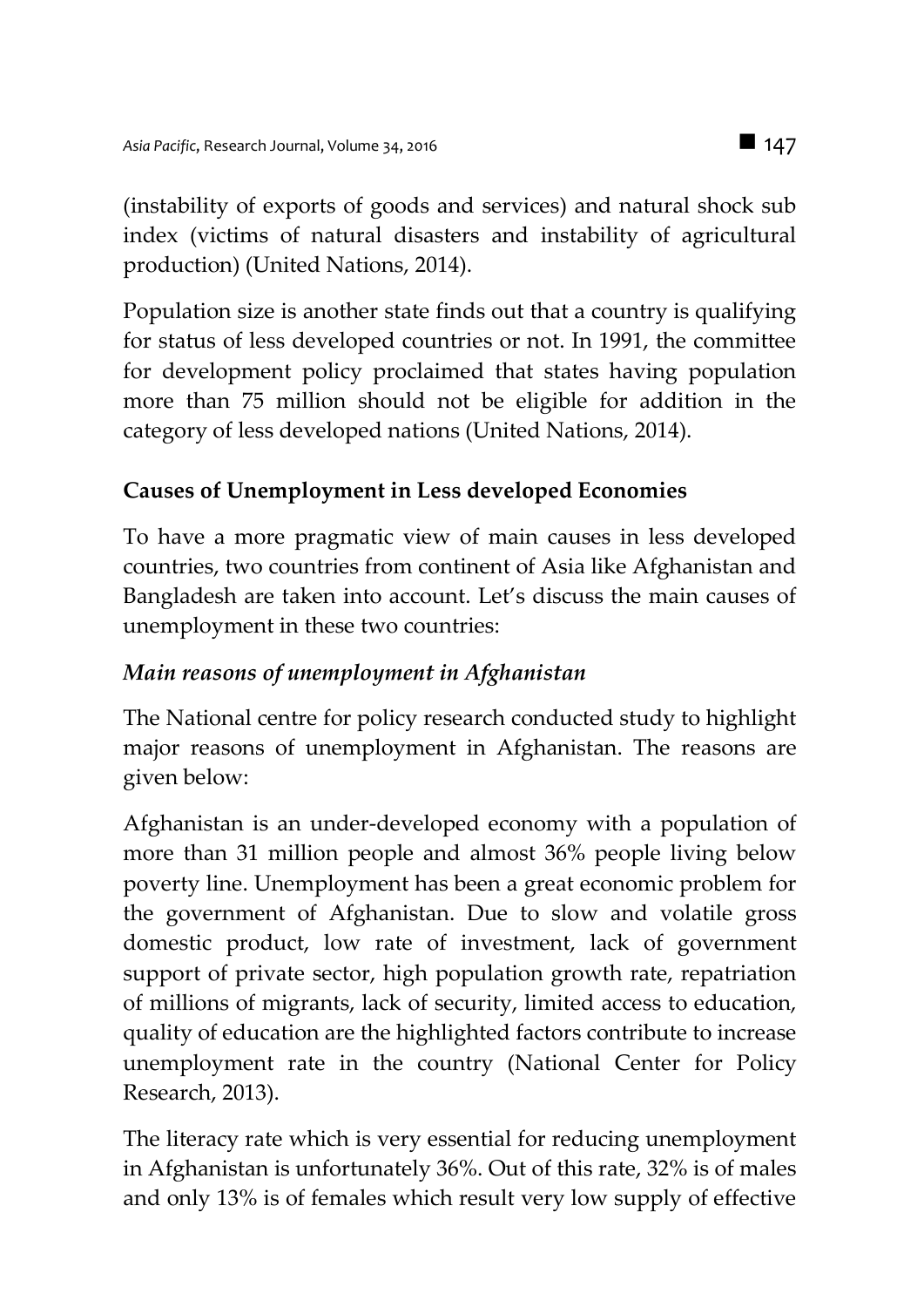(instability of exports of goods and services) and natural shock sub index (victims of natural disasters and instability of agricultural production) (United Nations, 2014).

Population size is another state finds out that a country is qualifying for status of less developed countries or not. In 1991, the committee for development policy proclaimed that states having population more than 75 million should not be eligible for addition in the category of less developed nations (United Nations, 2014).

## Causes of Unemployment in Less developed Economies

To have a more pragmatic view of main causes in less developed countries, two countries from continent of Asia like Afghanistan and Bangladesh are taken into account. Let's discuss the main causes of unemployment in these two countries:

### *Main reasons of unemployment in Afghanistan*

The National centre for policy research conducted study to highlight major reasons of unemployment in Afghanistan. The reasons are given below:

Afghanistan is an under-developed economy with a population of more than 31 million people and almost 36% people living below poverty line. Unemployment has been a great economic problem for the government of Afghanistan. Due to slow and volatile gross domestic product, low rate of investment, lack of government support of private sector, high population growth rate, repatriation of millions of migrants, lack of security, limited access to education, quality of education are the highlighted factors contribute to increase unemployment rate in the country (National Center for Policy Research, 2013).

The literacy rate which is very essential for reducing unemployment in Afghanistan is unfortunately 36%. Out of this rate, 32% is of males and only 13% is of females which result very low supply of effective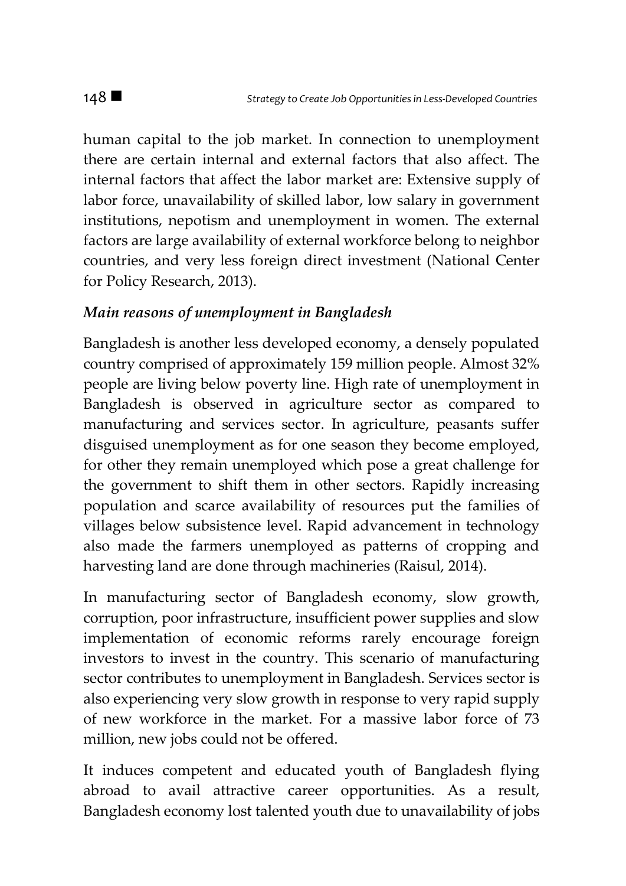human capital to the job market. In connection to unemployment there are certain internal and external factors that also affect. The internal factors that affect the labor market are: Extensive supply of labor force, unavailability of skilled labor, low salary in government institutions, nepotism and unemployment in women. The external factors are large availability of external workforce belong to neighbor countries, and very less foreign direct investment (National Center for Policy Research, 2013).

***Main reasons of unemployment in Bangladesh***

Bangladesh is another less developed economy, a densely populated country comprised of approximately 159 million people. Almost 32% people are living below poverty line. High rate of unemployment in Bangladesh is observed in agriculture sector as compared to manufacturing and services sector. In agriculture, peasants suffer disguised unemployment as for one season they become employed, for other they remain unemployed which pose a great challenge for the government to shift them in other sectors. Rapidly increasing population and scarce availability of resources put the families of villages below subsistence level. Rapid advancement in technology also made the farmers unemployed as patterns of cropping and harvesting land are done through machineries (Raisul, 2014).

In manufacturing sector of Bangladesh economy, slow growth, corruption, poor infrastructure, insufficient power supplies and slow implementation of economic reforms rarely encourage foreign investors to invest in the country. This scenario of manufacturing sector contributes to unemployment in Bangladesh. Services sector is also experiencing very slow growth in response to very rapid supply of new workforce in the market. For a massive labor force of 73 million, new jobs could not be offered.

It induces competent and educated youth of Bangladesh flying abroad to avail attractive career opportunities. As a result, Bangladesh economy lost talented youth due to unavailability of jobs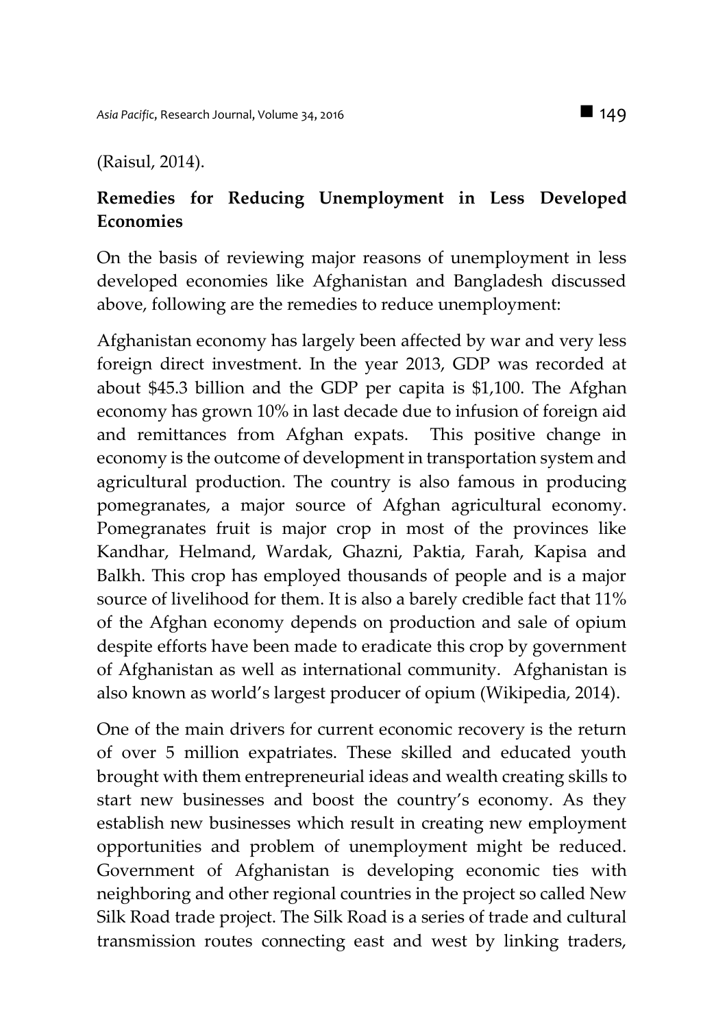(Raisul, 2014).

## Remedies for Reducing Unemployment in Less Developed Economies

On the basis of reviewing major reasons of unemployment in less developed economies like Afghanistan and Bangladesh discussed above, following are the remedies to reduce unemployment:

Afghanistan economy has largely been affected by war and very less foreign direct investment. In the year 2013, GDP was recorded at about $45.3 billion and the GDP per capita is $1,100. The Afghan economy has grown 10% in last decade due to infusion of foreign aid and remittances from Afghan expats. This positive change in economy is the outcome of development in transportation system and agricultural production. The country is also famous in producing pomegranates, a major source of Afghan agricultural economy. Pomegranates fruit is major crop in most of the provinces like Kandhar, Helmand, Wardak, Ghazni, Paktia, Farah, Kapisa and Balkh. This crop has employed thousands of people and is a major source of livelihood for them. It is also a barely credible fact that 11% of the Afghan economy depends on production and sale of opium despite efforts have been made to eradicate this crop by government of Afghanistan as well as international community. Afghanistan is also known as world's largest producer of opium (Wikipedia, 2014).

One of the main drivers for current economic recovery is the return of over 5 million expatriates. These skilled and educated youth brought with them entrepreneurial ideas and wealth creating skills to start new businesses and boost the country's economy. As they establish new businesses which result in creating new employment opportunities and problem of unemployment might be reduced. Government of Afghanistan is developing economic ties with neighboring and other regional countries in the project so called New Silk Road trade project. The Silk Road is a series of trade and cultural transmission routes connecting east and west by linking traders,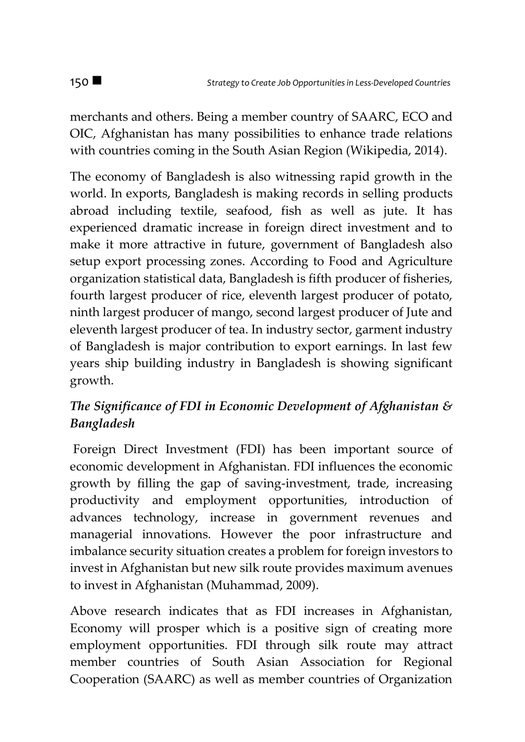merchants and others. Being a member country of SAARC, ECO and OIC, Afghanistan has many possibilities to enhance trade relations with countries coming in the South Asian Region (Wikipedia, 2014).

The economy of Bangladesh is also witnessing rapid growth in the world. In exports, Bangladesh is making records in selling products abroad including textile, seafood, fish as well as jute. It has experienced dramatic increase in foreign direct investment and to make it more attractive in future, government of Bangladesh also setup export processing zones. According to Food and Agriculture organization statistical data, Bangladesh is fifth producer of fisheries, fourth largest producer of rice, eleventh largest producer of potato, ninth largest producer of mango, second largest producer of Jute and eleventh largest producer of tea. In industry sector, garment industry of Bangladesh is major contribution to export earnings. In last few years ship building industry in Bangladesh is showing significant growth.

### *The Significance of FDI in Economic Development of Afghanistan & Bangladesh*

Foreign Direct Investment (FDI) has been important source of economic development in Afghanistan. FDI influences the economic growth by filling the gap of saving-investment, trade, increasing productivity and employment opportunities, introduction of advances technology, increase in government revenues and managerial innovations. However the poor infrastructure and imbalance security situation creates a problem for foreign investors to invest in Afghanistan but new silk route provides maximum avenues to invest in Afghanistan (Muhammad, 2009).

Above research indicates that as FDI increases in Afghanistan, Economy will prosper which is a positive sign of creating more employment opportunities. FDI through silk route may attract member countries of South Asian Association for Regional Cooperation (SAARC) as well as member countries of Organization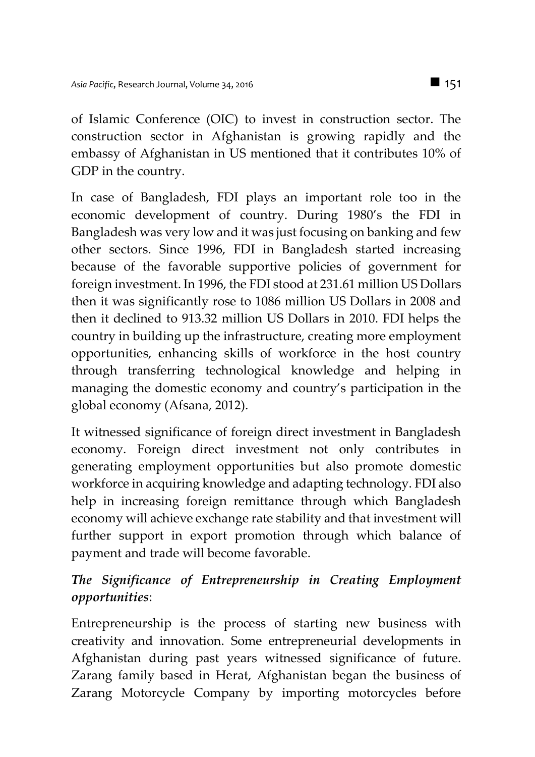of Islamic Conference (OIC) to invest in construction sector. The construction sector in Afghanistan is growing rapidly and the embassy of Afghanistan in US mentioned that it contributes 10% of GDP in the country.

In case of Bangladesh, FDI plays an important role too in the economic development of country. During 1980's the FDI in Bangladesh was very low and it was just focusing on banking and few other sectors. Since 1996, FDI in Bangladesh started increasing because of the favorable supportive policies of government for foreign investment. In 1996, the FDI stood at 231.61 million US Dollars then it was significantly rose to 1086 million US Dollars in 2008 and then it declined to 913.32 million US Dollars in 2010. FDI helps the country in building up the infrastructure, creating more employment opportunities, enhancing skills of workforce in the host country through transferring technological knowledge and helping in managing the domestic economy and country's participation in the global economy (Afsana, 2012).

It witnessed significance of foreign direct investment in Bangladesh economy. Foreign direct investment not only contributes in generating employment opportunities but also promote domestic workforce in acquiring knowledge and adapting technology. FDI also help in increasing foreign remittance through which Bangladesh economy will achieve exchange rate stability and that investment will further support in export promotion through which balance of payment and trade will become favorable.

***The Significance of Entrepreneurship in Creating Employment opportunities***:

Entrepreneurship is the process of starting new business with creativity and innovation. Some entrepreneurial developments in Afghanistan during past years witnessed significance of future. Zarang family based in Herat, Afghanistan began the business of Zarang Motorcycle Company by importing motorcycles before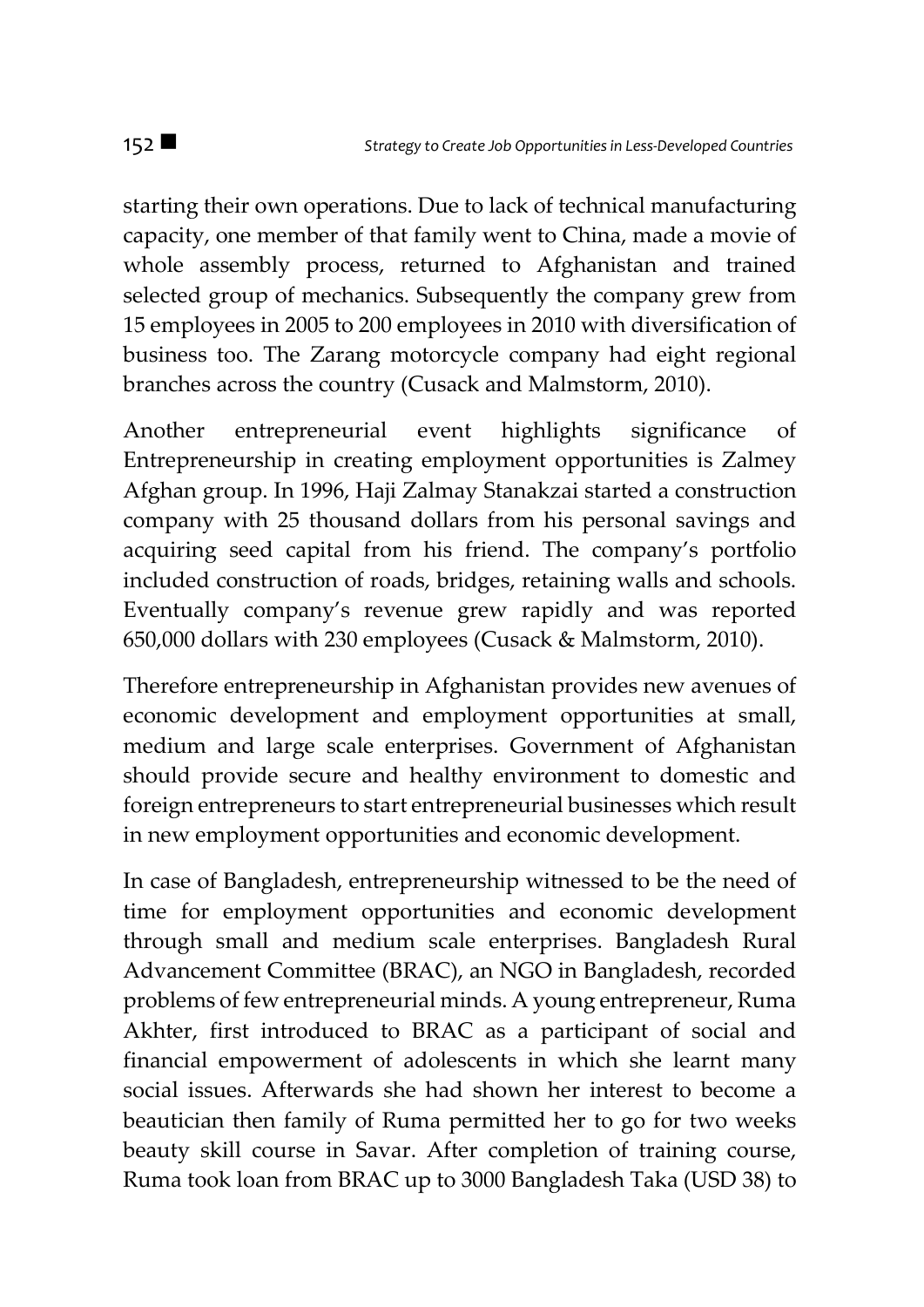starting their own operations. Due to lack of technical manufacturing capacity, one member of that family went to China, made a movie of whole assembly process, returned to Afghanistan and trained selected group of mechanics. Subsequently the company grew from 15 employees in 2005 to 200 employees in 2010 with diversification of business too. The Zarang motorcycle company had eight regional branches across the country (Cusack and Malmstorm, 2010).

Another entrepreneurial event highlights significance of Entrepreneurship in creating employment opportunities is Zalmey Afghan group. In 1996, Haji Zalmay Stanakzai started a construction company with 25 thousand dollars from his personal savings and acquiring seed capital from his friend. The company's portfolio included construction of roads, bridges, retaining walls and schools. Eventually company's revenue grew rapidly and was reported 650,000 dollars with 230 employees (Cusack & Malmstorm, 2010).

Therefore entrepreneurship in Afghanistan provides new avenues of economic development and employment opportunities at small, medium and large scale enterprises. Government of Afghanistan should provide secure and healthy environment to domestic and foreign entrepreneurs to start entrepreneurial businesses which result in new employment opportunities and economic development.

In case of Bangladesh, entrepreneurship witnessed to be the need of time for employment opportunities and economic development through small and medium scale enterprises. Bangladesh Rural Advancement Committee (BRAC), an NGO in Bangladesh, recorded problems of few entrepreneurial minds. A young entrepreneur, Ruma Akhter, first introduced to BRAC as a participant of social and financial empowerment of adolescents in which she learnt many social issues. Afterwards she had shown her interest to become a beautician then family of Ruma permitted her to go for two weeks beauty skill course in Savar. After completion of training course, Ruma took loan from BRAC up to 3000 Bangladesh Taka (USD 38) to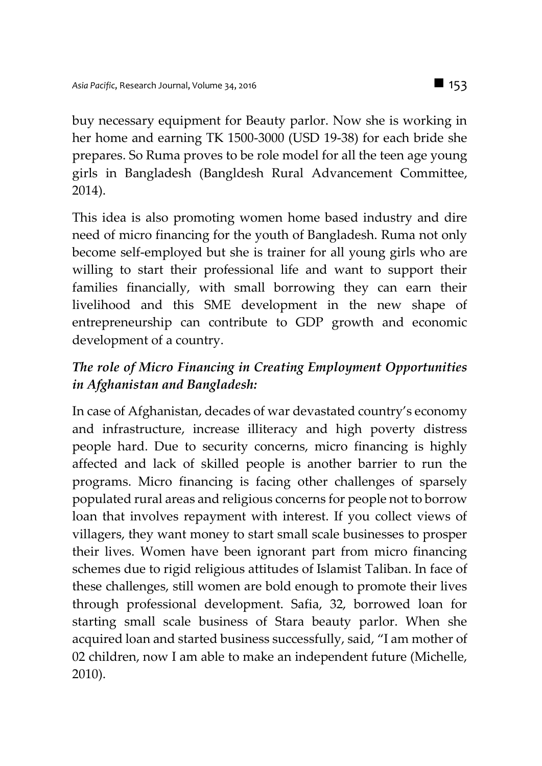buy necessary equipment for Beauty parlor. Now she is working in her home and earning TK 1500-3000 (USD 19-38) for each bride she prepares. So Ruma proves to be role model for all the teen age young girls in Bangladesh (Bangldesh Rural Advancement Committee, 2014).

This idea is also promoting women home based industry and dire need of micro financing for the youth of Bangladesh. Ruma not only become self-employed but she is trainer for all young girls who are willing to start their professional life and want to support their families financially, with small borrowing they can earn their livelihood and this SME development in the new shape of entrepreneurship can contribute to GDP growth and economic development of a country.

### *The role of Micro Financing in Creating Employment Opportunities in Afghanistan and Bangladesh:*

In case of Afghanistan, decades of war devastated country's economy and infrastructure, increase illiteracy and high poverty distress people hard. Due to security concerns, micro financing is highly affected and lack of skilled people is another barrier to run the programs. Micro financing is facing other challenges of sparsely populated rural areas and religious concerns for people not to borrow loan that involves repayment with interest. If you collect views of villagers, they want money to start small scale businesses to prosper their lives. Women have been ignorant part from micro financing schemes due to rigid religious attitudes of Islamist Taliban. In face of these challenges, still women are bold enough to promote their lives through professional development. Safia, 32, borrowed loan for starting small scale business of Stara beauty parlor. When she acquired loan and started business successfully, said, "I am mother of 02 children, now I am able to make an independent future (Michelle, 2010).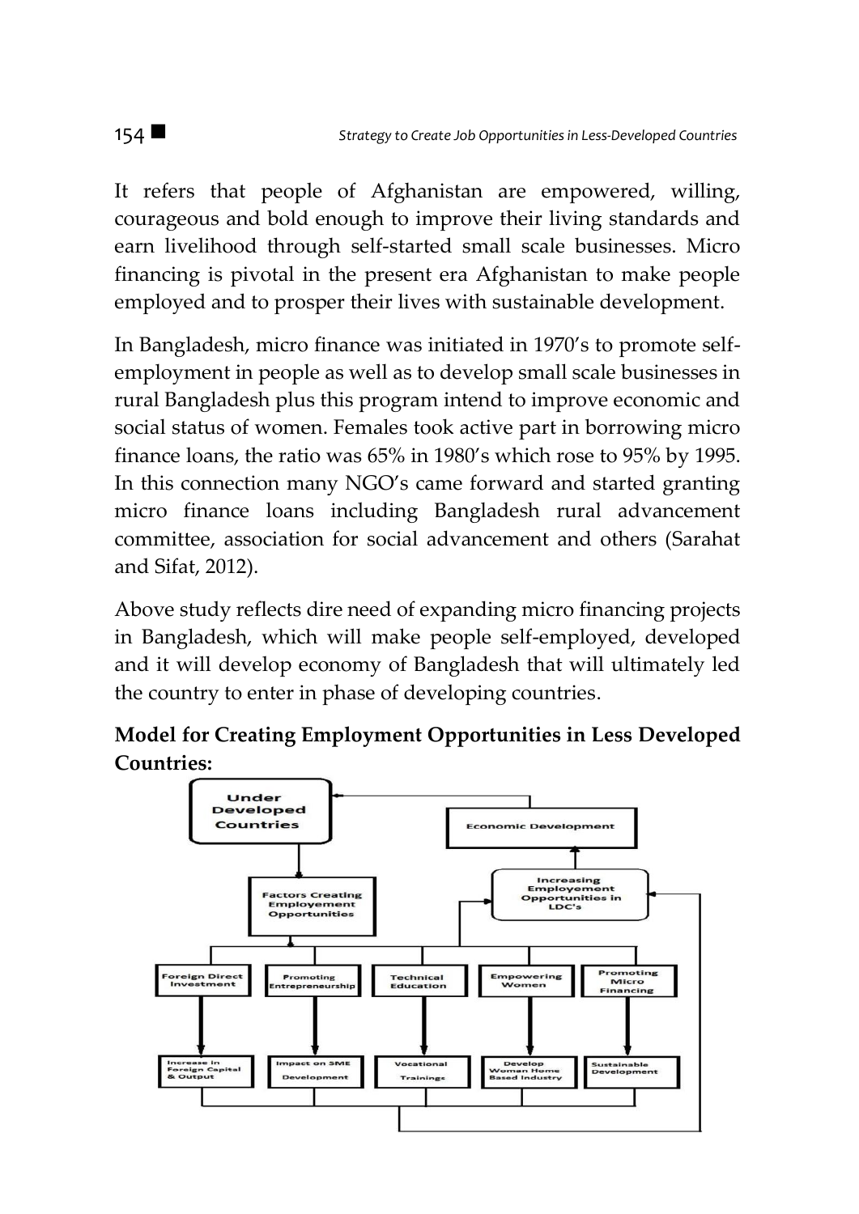It refers that people of Afghanistan are empowered, willing, courageous and bold enough to improve their living standards and earn livelihood through self-started small scale businesses. Micro financing is pivotal in the present era Afghanistan to make people employed and to prosper their lives with sustainable development.

In Bangladesh, micro finance was initiated in 1970's to promote self-employment in people as well as to develop small scale businesses in rural Bangladesh plus this program intend to improve economic and social status of women. Females took active part in borrowing micro finance loans, the ratio was 65% in 1980's which rose to 95% by 1995. In this connection many NGO's came forward and started granting micro finance loans including Bangladesh rural advancement committee, association for social advancement and others (Sarahat and Sifat, 2012).

Above study reflects dire need of expanding micro financing projects in Bangladesh, which will make people self-employed, developed and it will develop economy of Bangladesh that will ultimately led the country to enter in phase of developing countries.

**Model for Creating Employment Opportunities in Less Developed Countries:**

Under Developed Countries

Economic Development

Increasing Employement Opportunities in LDC's

Factors Creating Employement Opportunities

Foreign Direct Investment

Promoting Entrepreneurship

Technical Education

Empowering Women

Promoting Micro Financing

Increase in Foreign Capital & Output

Impact on SME Development

Vocational Trainings

Develop Woman Home Based Industry

Sustainable Development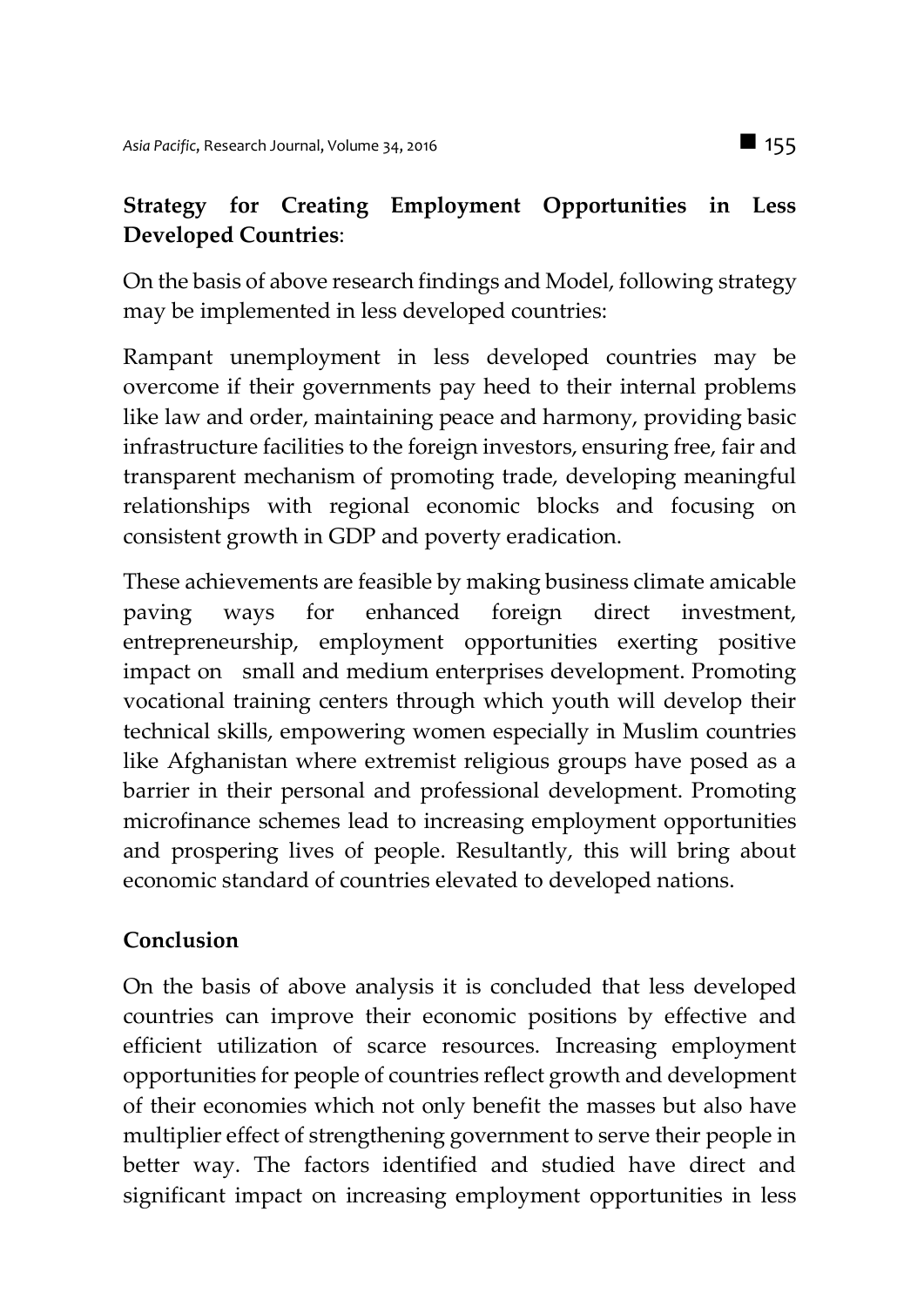**Strategy for Creating Employment Opportunities in Less Developed Countries**:

On the basis of above research findings and Model, following strategy may be implemented in less developed countries:

Rampant unemployment in less developed countries may be overcome if their governments pay heed to their internal problems like law and order, maintaining peace and harmony, providing basic infrastructure facilities to the foreign investors, ensuring free, fair and transparent mechanism of promoting trade, developing meaningful relationships with regional economic blocks and focusing on consistent growth in GDP and poverty eradication.

These achievements are feasible by making business climate amicable paving ways for enhanced foreign direct investment, entrepreneurship, employment opportunities exerting positive impact on small and medium enterprises development. Promoting vocational training centers through which youth will develop their technical skills, empowering women especially in Muslim countries like Afghanistan where extremist religious groups have posed as a barrier in their personal and professional development. Promoting microfinance schemes lead to increasing employment opportunities and prospering lives of people. Resultantly, this will bring about economic standard of countries elevated to developed nations.

**Conclusion**

On the basis of above analysis it is concluded that less developed countries can improve their economic positions by effective and efficient utilization of scarce resources. Increasing employment opportunities for people of countries reflect growth and development of their economies which not only benefit the masses but also have multiplier effect of strengthening government to serve their people in better way. The factors identified and studied have direct and significant impact on increasing employment opportunities in less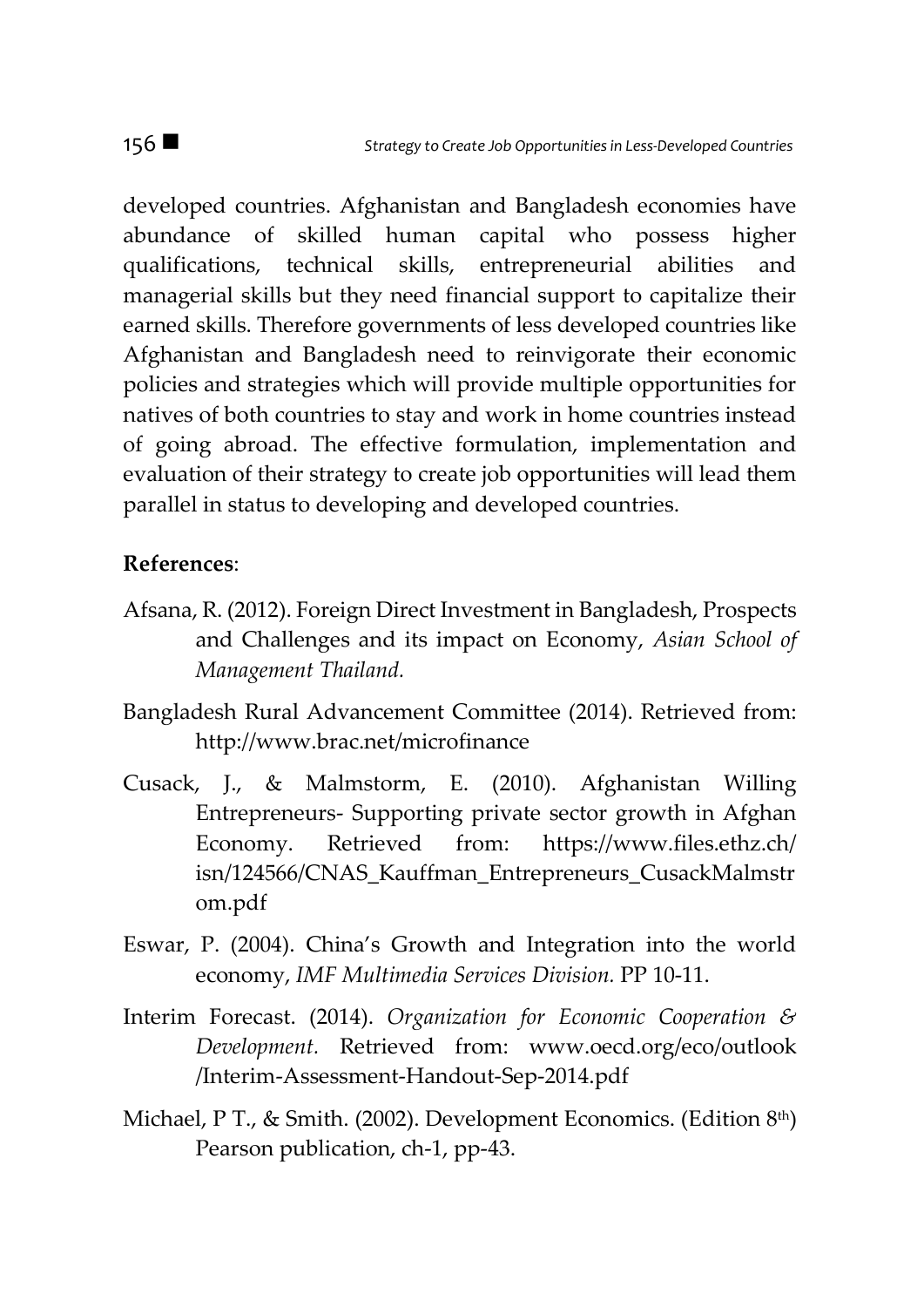developed countries. Afghanistan and Bangladesh economies have abundance of skilled human capital who possess higher qualifications, technical skills, entrepreneurial abilities and managerial skills but they need financial support to capitalize their earned skills. Therefore governments of less developed countries like Afghanistan and Bangladesh need to reinvigorate their economic policies and strategies which will provide multiple opportunities for natives of both countries to stay and work in home countries instead of going abroad. The effective formulation, implementation and evaluation of their strategy to create job opportunities will lead them parallel in status to developing and developed countries.

**References**:

Afsana, R. (2012). Foreign Direct Investment in Bangladesh, Prospects and Challenges and its impact on Economy, *Asian School of Management Thailand.*

Bangladesh Rural Advancement Committee (2014). Retrieved from: http://www.brac.net/microfinance

Cusack, J., & Malmstorm, E. (2010). Afghanistan Willing Entrepreneurs- Supporting private sector growth in Afghan Economy. Retrieved from: https://www.files.ethz.ch/isn/124566/CNAS_Kauffman_Entrepreneurs_CusackMalmstrom.pdf

Eswar, P. (2004). China's Growth and Integration into the world economy, *IMF Multimedia Services Division.* PP 10-11.

Interim Forecast. (2014). *Organization for Economic Cooperation & Development.* Retrieved from: www.oecd.org/eco/outlook/Interim-Assessment-Handout-Sep-2014.pdf

Michael, P T., & Smith. (2002). Development Economics. (Edition 8th) Pearson publication, ch-1, pp-43.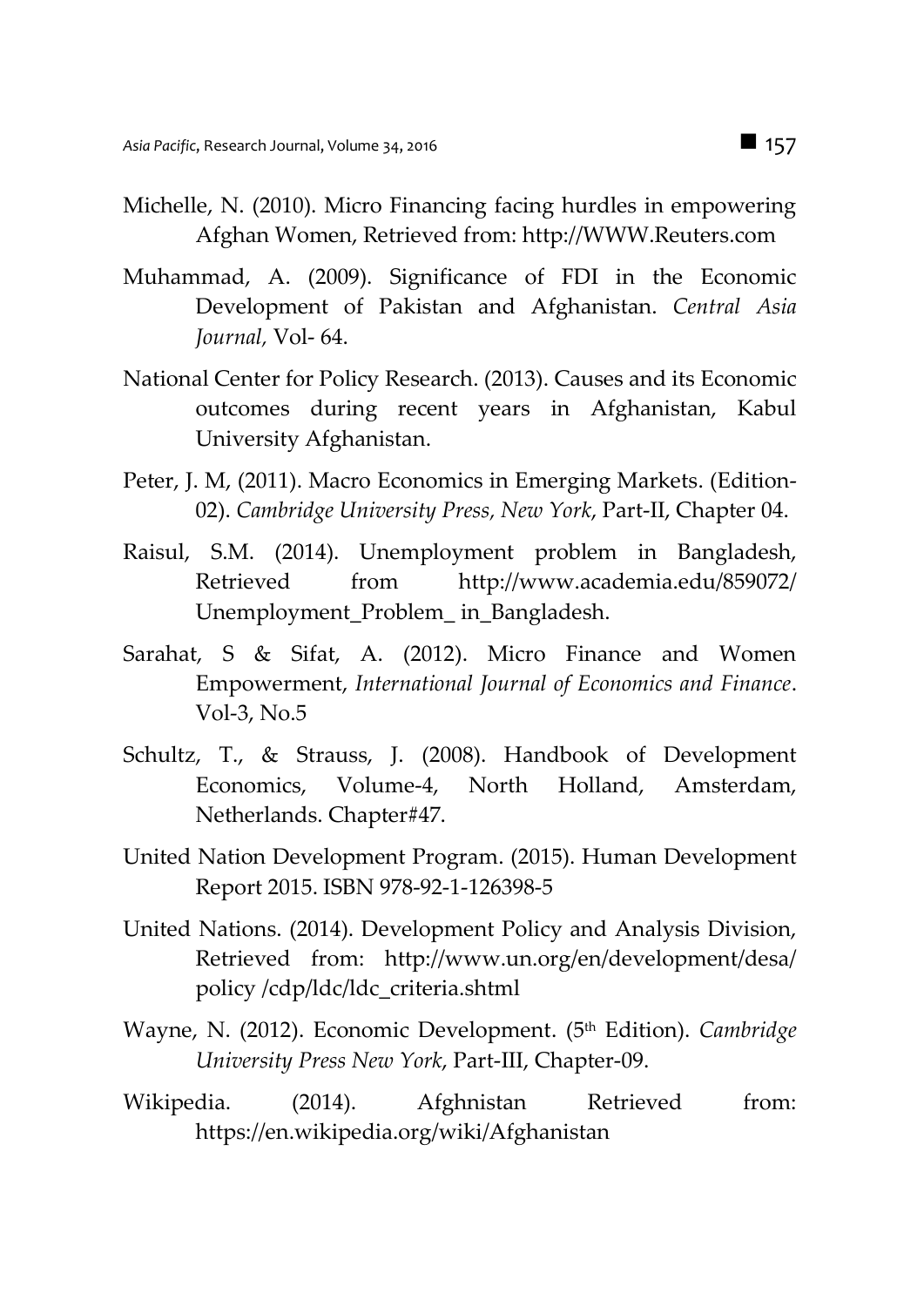Michelle, N. (2010). Micro Financing facing hurdles in empowering Afghan Women, Retrieved from: http://WWW.Reuters.com

Muhammad, A. (2009). Significance of FDI in the Economic Development of Pakistan and Afghanistan. *Central Asia Journal,* Vol- 64.

National Center for Policy Research. (2013). Causes and its Economic outcomes during recent years in Afghanistan, Kabul University Afghanistan.

Peter, J. M, (2011). Macro Economics in Emerging Markets. (Edition-02). *Cambridge University Press, New York*, Part-II, Chapter 04.

Raisul, S.M. (2014). Unemployment problem in Bangladesh, Retrieved from http://www.academia.edu/859072/Unemployment_Problem_ in_Bangladesh.

Sarahat, S & Sifat, A. (2012). Micro Finance and Women Empowerment, *International Journal of Economics and Finance*. Vol-3, No.5

Schultz, T., & Strauss, J. (2008). Handbook of Development Economics, Volume-4, North Holland, Amsterdam, Netherlands. Chapter#47.

United Nation Development Program. (2015). Human Development Report 2015. ISBN 978-92-1-126398-5

United Nations. (2014). Development Policy and Analysis Division, Retrieved from: http://www.un.org/en/development/desa/policy /cdp/ldc/ldc_criteria.shtml

Wayne, N. (2012). Economic Development. (5th Edition). *Cambridge University Press New York*, Part-III, Chapter-09.

Wikipedia. (2014). Afghnistan Retrieved from: https://en.wikipedia.org/wiki/Afghanistan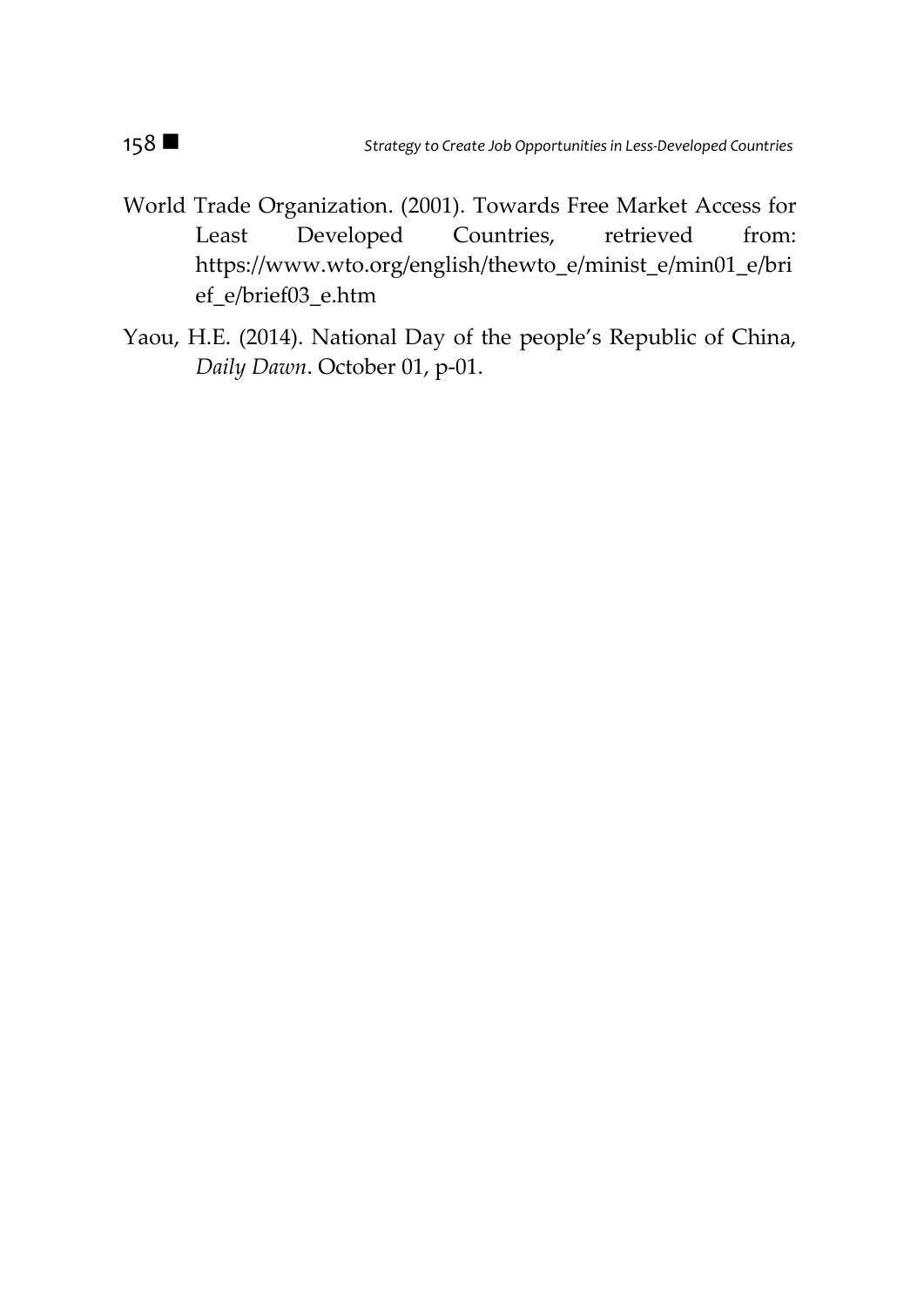World Trade Organization. (2001). Towards Free Market Access for Least Developed Countries, retrieved from: https://www.wto.org/english/thewto_e/minist_e/min01_e/brief_e/brief03_e.htm

Yaou, H.E. (2014). National Day of the people's Republic of China, *Daily Dawn*. October 01, p-01.